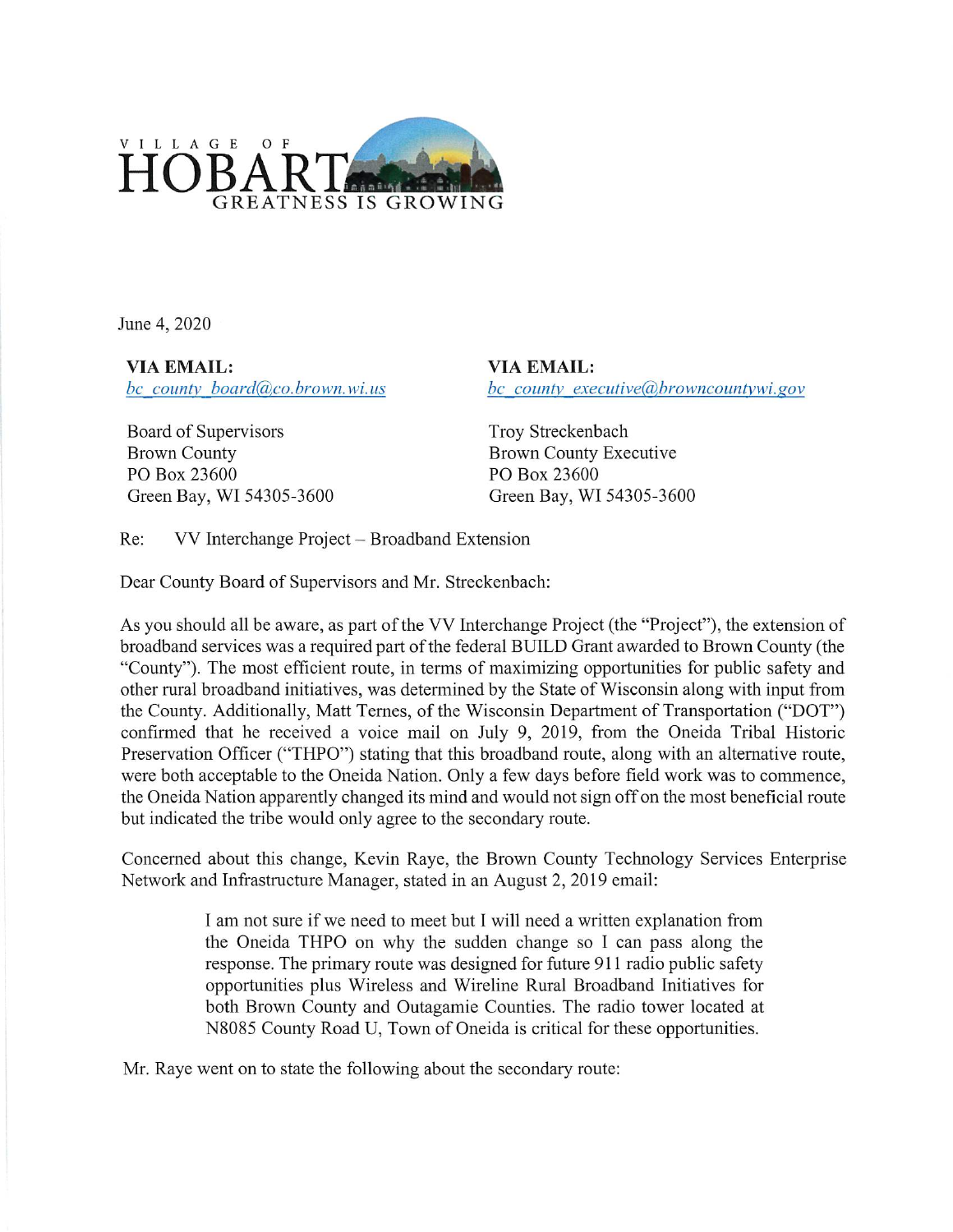VILLAGE OF
HOBART
GREATNESS IS GROWING

June 4, 2020

| **VIA EMAIL:** | **VIA EMAIL:** |
|---|---|
| *bc_county_board@co.brown.wi.us* | *bc_county_executive@browncountywi.gov* |
| Board of Supervisors | Troy Streckenbach |
| Brown County | Brown County Executive |
| PO Box 23600 | PO Box 23600 |
| Green Bay, WI 54305-3600 | Green Bay, WI 54305-3600 |

Re: VV Interchange Project – Broadband Extension

Dear County Board of Supervisors and Mr. Streckenbach:

As you should all be aware, as part of the VV Interchange Project (the "Project"), the extension of broadband services was a required part of the federal BUILD Grant awarded to Brown County (the "County"). The most efficient route, in terms of maximizing opportunities for public safety and other rural broadband initiatives, was determined by the State of Wisconsin along with input from the County. Additionally, Matt Ternes, of the Wisconsin Department of Transportation ("DOT") confirmed that he received a voice mail on July 9, 2019, from the Oneida Tribal Historic Preservation Officer ("THPO") stating that this broadband route, along with an alternative route, were both acceptable to the Oneida Nation. Only a few days before field work was to commence, the Oneida Nation apparently changed its mind and would not sign off on the most beneficial route but indicated the tribe would only agree to the secondary route.

Concerned about this change, Kevin Raye, the Brown County Technology Services Enterprise Network and Infrastructure Manager, stated in an August 2, 2019 email:

> I am not sure if we need to meet but I will need a written explanation from the Oneida THPO on why the sudden change so I can pass along the response. The primary route was designed for future 911 radio public safety opportunities plus Wireless and Wireline Rural Broadband Initiatives for both Brown County and Outagamie Counties. The radio tower located at N8085 County Road U, Town of Oneida is critical for these opportunities.

Mr. Raye went on to state the following about the secondary route: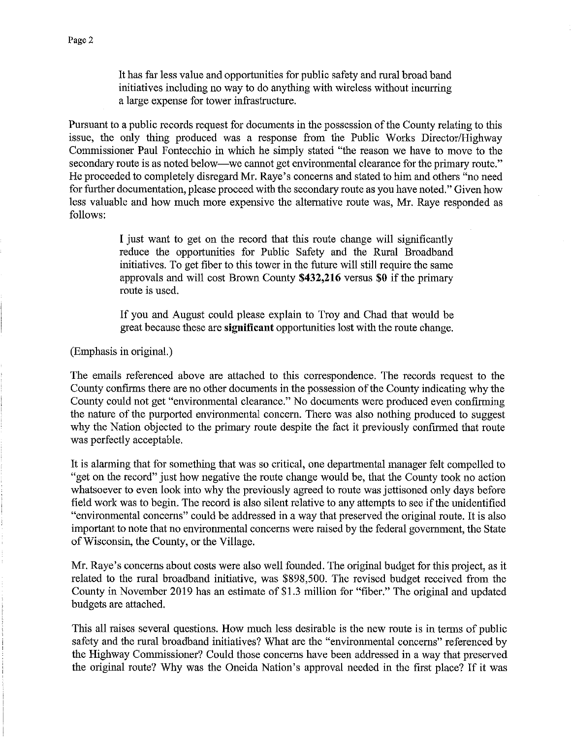> It has far less value and opportunities for public safety and rural broad band initiatives including no way to do anything with wireless without incurring a large expense for tower infrastructure.

Pursuant to a public records request for documents in the possession of the County relating to this issue, the only thing produced was a response from the Public Works Director/Highway Commissioner Paul Fontecchio in which he simply stated "the reason we have to move to the secondary route is as noted below—we cannot get environmental clearance for the primary route." He proceeded to completely disregard Mr. Raye's concerns and stated to him and others "no need for further documentation, please proceed with the secondary route as you have noted." Given how less valuable and how much more expensive the alternative route was, Mr. Raye responded as follows:

> I just want to get on the record that this route change will significantly reduce the opportunities for Public Safety and the Rural Broadband initiatives. To get fiber to this tower in the future will still require the same approvals and will cost Brown County **$432,216** versus **$0** if the primary route is used.
>
> If you and August could please explain to Troy and Chad that would be great because these are **significant** opportunities lost with the route change.

(Emphasis in original.)

The emails referenced above are attached to this correspondence. The records request to the County confirms there are no other documents in the possession of the County indicating why the County could not get "environmental clearance." No documents were produced even confirming the nature of the purported environmental concern. There was also nothing produced to suggest why the Nation objected to the primary route despite the fact it previously confirmed that route was perfectly acceptable.

It is alarming that for something that was so critical, one departmental manager felt compelled to "get on the record" just how negative the route change would be, that the County took no action whatsoever to even look into why the previously agreed to route was jettisoned only days before field work was to begin. The record is also silent relative to any attempts to see if the unidentified "environmental concerns" could be addressed in a way that preserved the original route. It is also important to note that no environmental concerns were raised by the federal government, the State of Wisconsin, the County, or the Village.

Mr. Raye's concerns about costs were also well founded. The original budget for this project, as it related to the rural broadband initiative, was $898,500. The revised budget received from the County in November 2019 has an estimate of $1.3 million for "fiber." The original and updated budgets are attached.

This all raises several questions. How much less desirable is the new route is in terms of public safety and the rural broadband initiatives? What are the "environmental concerns" referenced by the Highway Commissioner? Could those concerns have been addressed in a way that preserved the original route? Why was the Oneida Nation's approval needed in the first place? If it was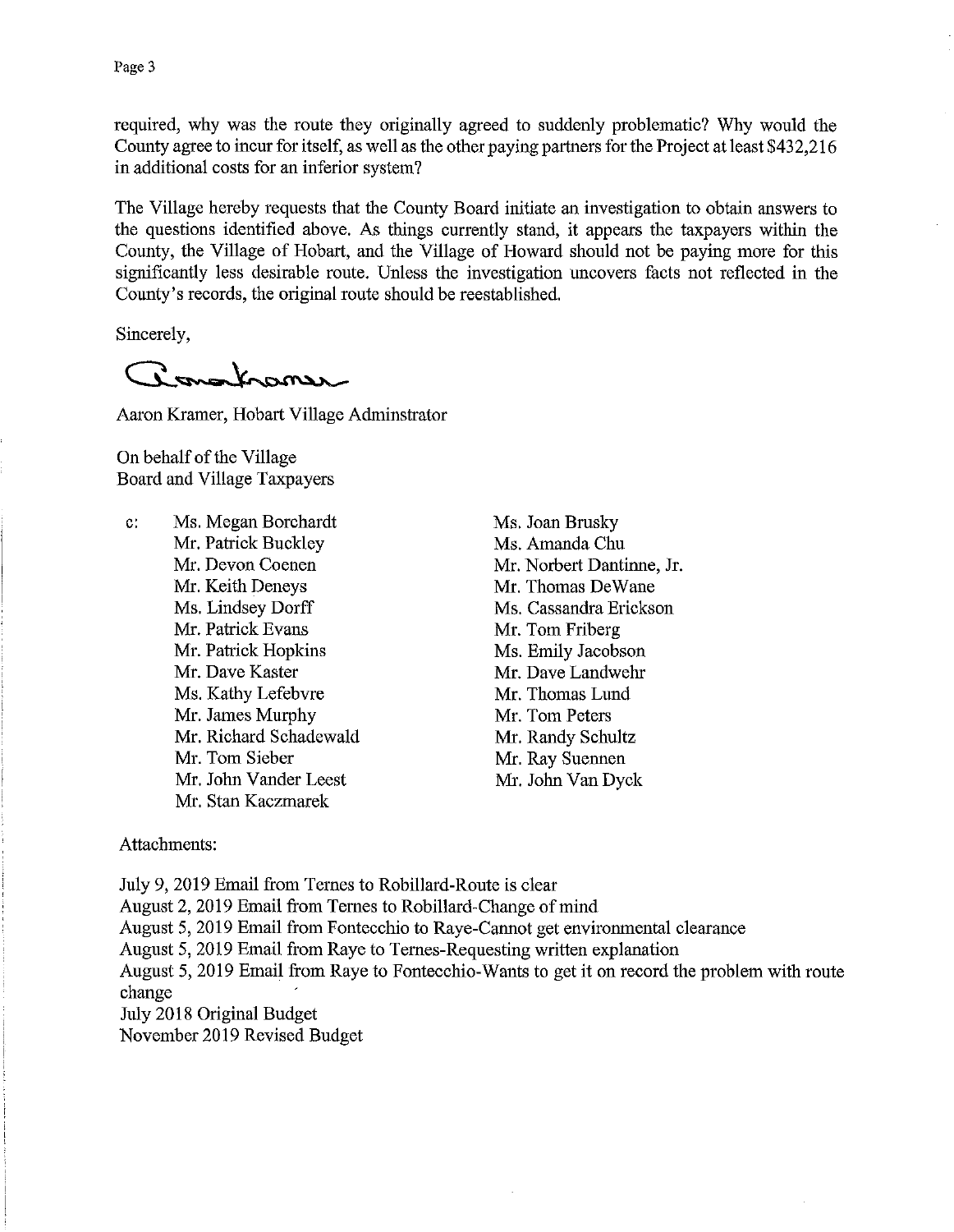required, why was the route they originally agreed to suddenly problematic? Why would the County agree to incur for itself, as well as the other paying partners for the Project at least $432,216 in additional costs for an inferior system?

The Village hereby requests that the County Board initiate an investigation to obtain answers to the questions identified above. As things currently stand, it appears the taxpayers within the County, the Village of Hobart, and the Village of Howard should not be paying more for this significantly less desirable route. Unless the investigation uncovers facts not reflected in the County's records, the original route should be reestablished.

Sincerely,

Aaron Kramer, Hobart Village Adminstrator

On behalf of the Village
Board and Village Taxpayers

c:
Ms. Megan Borchardt
Mr. Patrick Buckley
Mr. Devon Coenen
Mr. Keith Deneys
Ms. Lindsey Dorff
Mr. Patrick Evans
Mr. Patrick Hopkins
Mr. Dave Kaster
Ms. Kathy Lefebvre
Mr. James Murphy
Mr. Richard Schadewald
Mr. Tom Sieber
Mr. John Vander Leest
Mr. Stan Kaczmarek
Ms. Joan Brusky
Ms. Amanda Chu
Mr. Norbert Dantinne, Jr.
Mr. Thomas DeWane
Ms. Cassandra Erickson
Mr. Tom Friberg
Ms. Emily Jacobson
Mr. Dave Landwehr
Mr. Thomas Lund
Mr. Tom Peters
Mr. Randy Schultz
Mr. Ray Suennen
Mr. John Van Dyck

Attachments:

July 9, 2019 Email from Ternes to Robillard-Route is clear
August 2, 2019 Email from Ternes to Robillard-Change of mind
August 5, 2019 Email from Fontecchio to Raye-Cannot get environmental clearance
August 5, 2019 Email from Raye to Ternes-Requesting written explanation
August 5, 2019 Email from Raye to Fontecchio-Wants to get it on record the problem with route change
July 2018 Original Budget
November 2019 Revised Budget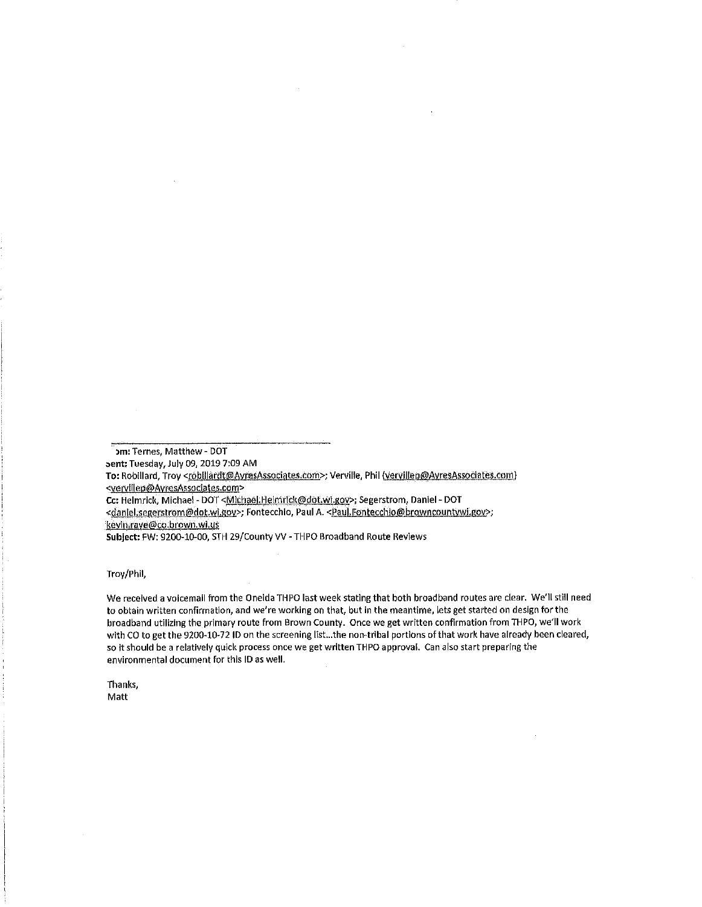**From:** Ternes, Matthew - DOT
**Sent:** Tuesday, July 09, 2019 7:09 AM
**To:** Robillard, Troy <robillardt@AyresAssociates.com>; Verville, Phil (vervillep@AyresAssociates.com) <vervillep@AyresAssociates.com>
**Cc:** Helmrick, Michael - DOT <Michael.Helmrick@dot.wi.gov>; Segerstrom, Daniel - DOT <daniel.segerstrom@dot.wi.gov>; Fontecchio, Paul A. <Paul.Fontecchio@browncountywi.gov>; kevin.raye@co.brown.wi.us
**Subject:** FW: 9200-10-00, STH 29/County VV - THPO Broadband Route Reviews

Troy/Phil,

We received a voicemail from the Oneida THPO last week stating that both broadband routes are clear. We'll still need to obtain written confirmation, and we're working on that, but in the meantime, lets get started on design for the broadband utilizing the primary route from Brown County. Once we get written confirmation from THPO, we'll work with CO to get the 9200-10-72 ID on the screening list...the non-tribal portions of that work have already been cleared, so it should be a relatively quick process once we get written THPO approval. Can also start preparing the environmental document for this ID as well.

Thanks,
Matt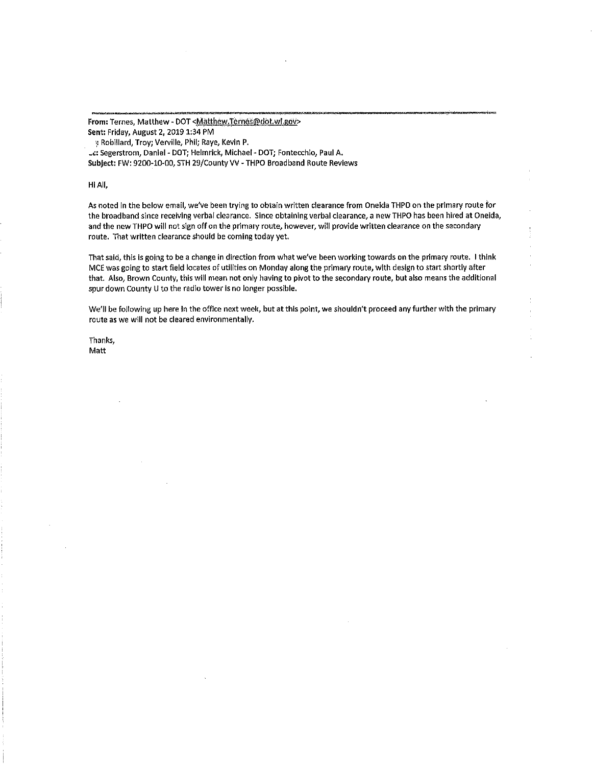**From:** Ternes, Matthew - DOT <Matthew.Ternes@dot.wi.gov>
**Sent:** Friday, August 2, 2019 1:34 PM
**:** Robillard, Troy; Verville, Phil; Raye, Kevin P.
**Cc:** Segerstrom, Daniel - DOT; Helmrick, Michael - DOT; Fontecchio, Paul A.
**Subject:** FW: 9200-10-00, STH 29/County VV - THPO Broadband Route Reviews

Hi All,

As noted in the below email, we've been trying to obtain written clearance from Oneida THPO on the primary route for the broadband since receiving verbal clearance. Since obtaining verbal clearance, a new THPO has been hired at Oneida, and the new THPO will not sign off on the primary route, however, will provide written clearance on the secondary route. That written clearance should be coming today yet.

That said, this is going to be a change in direction from what we've been working towards on the primary route. I think MCE was going to start field locates of utilities on Monday along the primary route, with design to start shortly after that. Also, Brown County, this will mean not only having to pivot to the secondary route, but also means the additional spur down County U to the radio tower is no longer possible.

We'll be following up here in the office next week, but at this point, we shouldn't proceed any further with the primary route as we will not be cleared environmentally.

Thanks,
Matt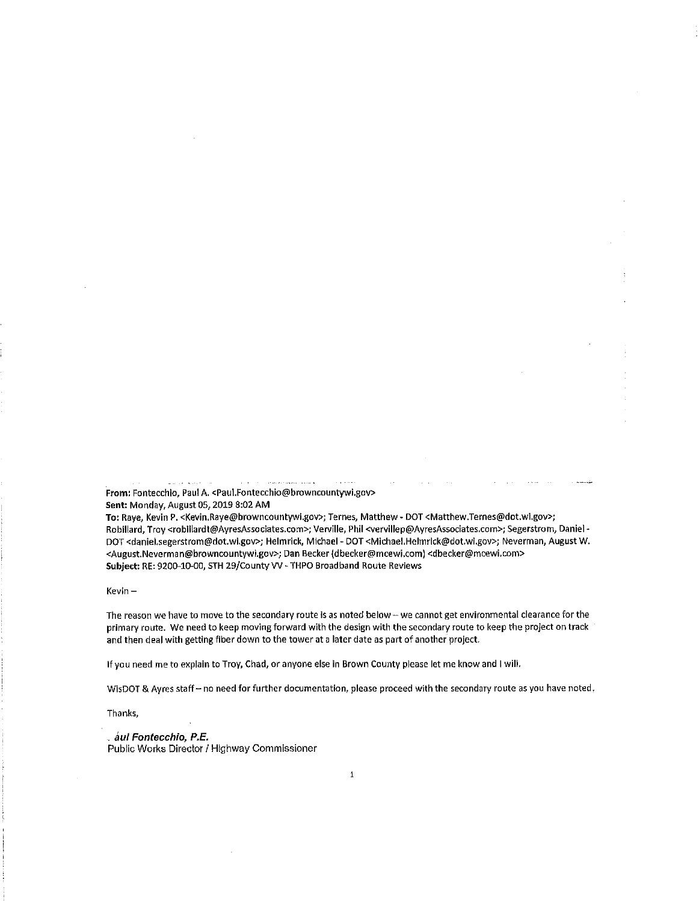**From:** Fontecchio, Paul A. <Paul.Fontecchio@browncountywi.gov>
**Sent:** Monday, August 05, 2019 8:02 AM
**To:** Raye, Kevin P. <Kevin.Raye@browncountywi.gov>; Ternes, Matthew - DOT <Matthew.Ternes@dot.wi.gov>; Robillard, Troy <robillardt@AyresAssociates.com>; Verville, Phil <vervillep@AyresAssociates.com>; Segerstrom, Daniel - DOT <daniel.segerstrom@dot.wi.gov>; Helmrick, Michael - DOT <Michael.Helmrick@dot.wi.gov>; Neverman, August W. <August.Neverman@browncountywi.gov>; Dan Becker (dbecker@mcewi.com) <dbecker@mcewi.com>
**Subject:** RE: 9200-10-00, STH 29/County VV - THPO Broadband Route Reviews

Kevin –

The reason we have to move to the secondary route is as noted below – we cannot get environmental clearance for the primary route. We need to keep moving forward with the design with the secondary route to keep the project on track and then deal with getting fiber down to the tower at a later date as part of another project.

If you need me to explain to Troy, Chad, or anyone else in Brown County please let me know and I will.

WisDOT & Ayres staff – no need for further documentation, please proceed with the secondary route as you have noted.

Thanks,

***. aul Fontecchio, P.E.***
Public Works Director / Highway Commissioner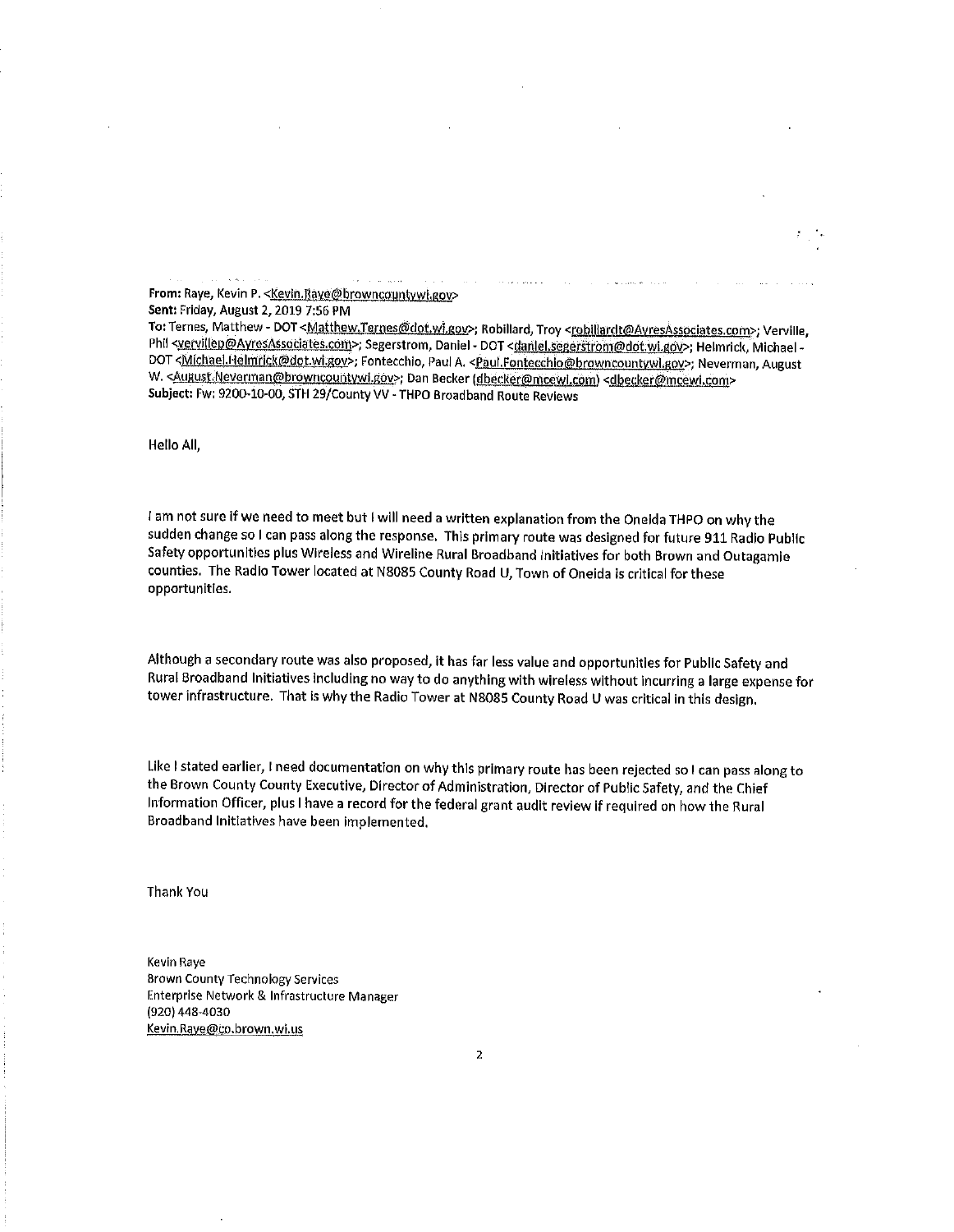**From:** Raye, Kevin P. <Kevin.Raye@browncountywi.gov>
**Sent:** Friday, August 2, 2019 7:56 PM
**To:** Ternes, Matthew - DOT <Matthew.Ternes@dot.wi.gov>; Robillard, Troy <robillardt@AyresAssociates.com>; Verville, Phil <vervillep@AyresAssociates.com>; Segerstrom, Daniel - DOT <daniel.segerstrom@dot.wi.gov>; Helmrick, Michael - DOT <Michael.Helmrick@dot.wi.gov>; Fontecchio, Paul A. <Paul.Fontecchio@browncountywi.gov>; Neverman, August W. <August.Neverman@browncountywi.gov>; Dan Becker (dbecker@mcewi.com) <dbecker@mcewi.com>
**Subject:** Fw: 9200-10-00, STH 29/County VV - THPO Broadband Route Reviews

Hello All,

I am not sure if we need to meet but I will need a written explanation from the Oneida THPO on why the sudden change so I can pass along the response. This primary route was designed for future 911 Radio Public Safety opportunities plus Wireless and Wireline Rural Broadband Initiatives for both Brown and Outagamie counties. The Radio Tower located at N8085 County Road U, Town of Oneida is critical for these opportunities.

Although a secondary route was also proposed, it has far less value and opportunities for Public Safety and Rural Broadband Initiatives including no way to do anything with wireless without incurring a large expense for tower infrastructure. That is why the Radio Tower at N8085 County Road U was critical in this design.

Like I stated earlier, I need documentation on why this primary route has been rejected so I can pass along to the Brown County County Executive, Director of Administration, Director of Public Safety, and the Chief Information Officer, plus I have a record for the federal grant audit review if required on how the Rural Broadband Initiatives have been implemented.

Thank You

Kevin Raye
Brown County Technology Services
Enterprise Network & Infrastructure Manager
(920) 448-4030
Kevin.Raye@co.brown.wi.us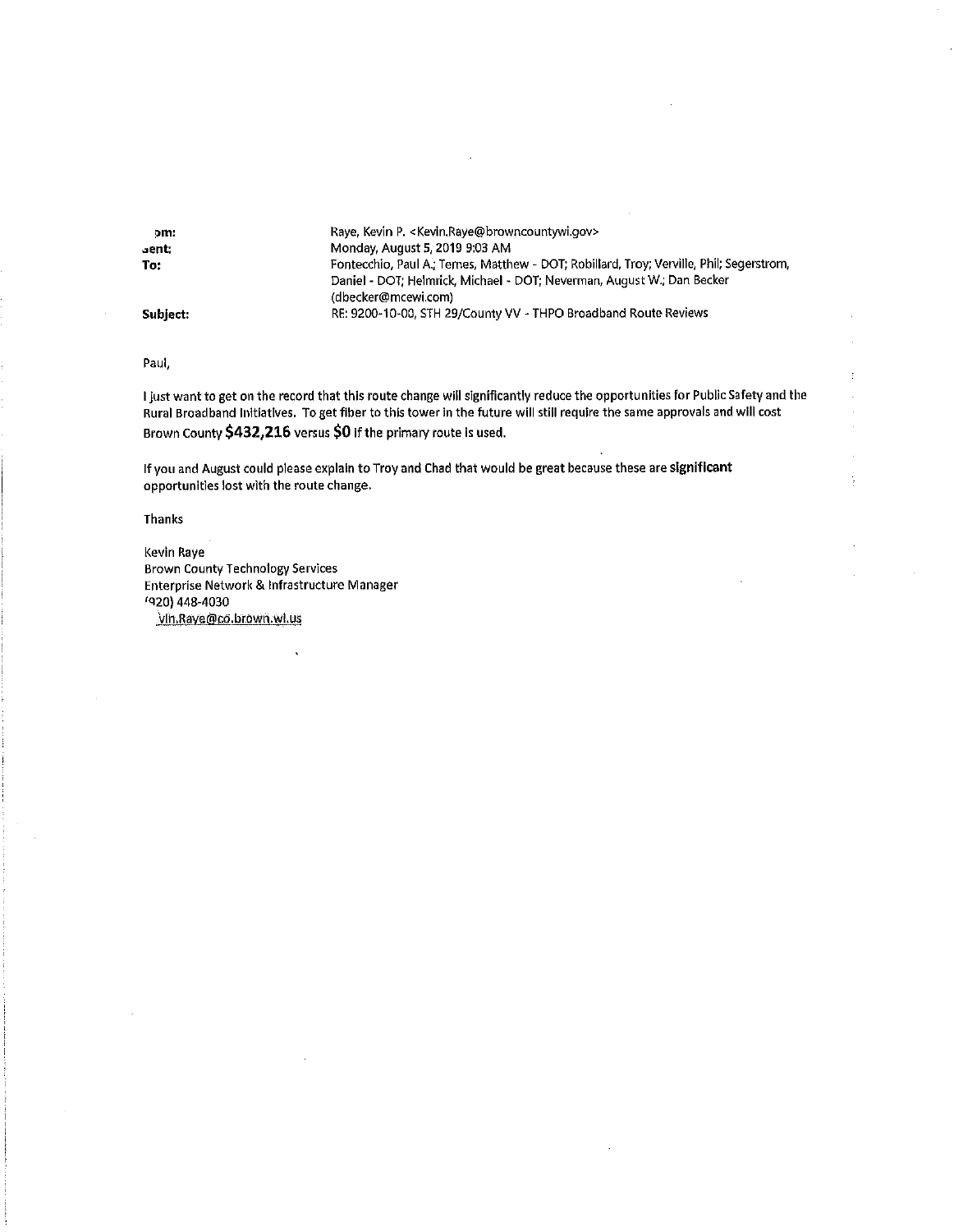| | |
|---|---|
| **om:** | Raye, Kevin P. <Kevin.Raye@browncountywi.gov> |
| **sent:** | Monday, August 5, 2019 9:03 AM |
| **To:** | Fontecchio, Paul A.; Ternes, Matthew - DOT; Robillard, Troy; Verville, Phil; Segerstrom, Daniel - DOT; Helmrick, Michael - DOT; Neverman, August W.; Dan Becker (dbecker@mcewi.com) |
| **Subject:** | RE: 9200-10-00, STH 29/County VV - THPO Broadband Route Reviews |

Paul,

I just want to get on the record that this route change will significantly reduce the opportunities for Public Safety and the Rural Broadband Initiatives. To get fiber to this tower in the future will still require the same approvals and will cost Brown County **$432,216** versus **$0** if the primary route is used.

If you and August could please explain to Troy and Chad that would be great because these are **significant** opportunities lost with the route change.

Thanks

Kevin Raye
Brown County Technology Services
Enterprise Network & Infrastructure Manager
(920) 448-4030
vin.Raye@co.brown.wi.us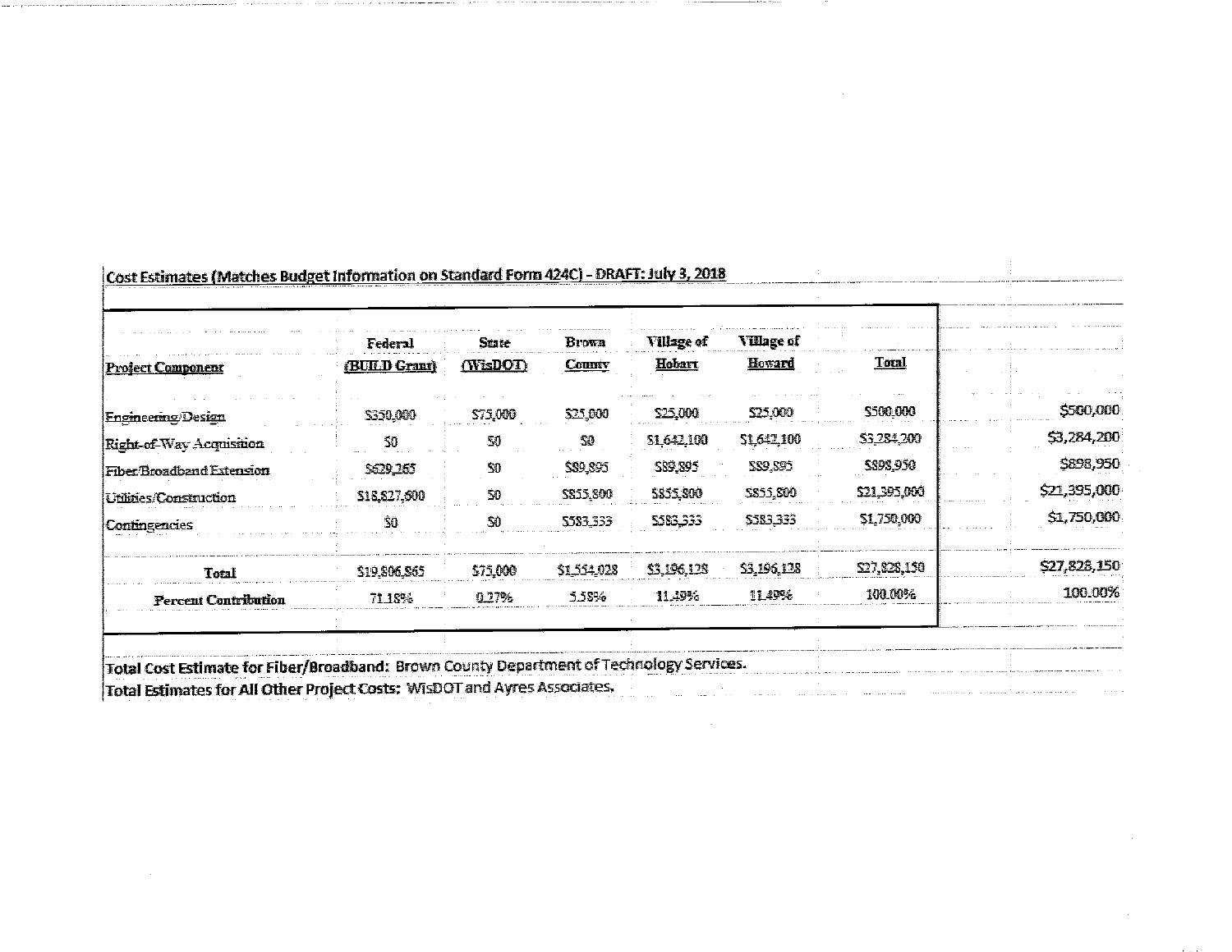Cost Estimates (Matches Budget Information on Standard Form 424C) - DRAFT: July 3, 2018

| Project Component | Federal (BUILD Grant) | State (WisDOT) | Brown County | Village of Hobart | Village of Howard | Total | |
|---|---|---|---|---|---|---|---|
| Engineering/Design | $350,000 | $75,000 | $25,000 | $25,000 | $25,000 | $500,000 | $500,000 |
| Right-of-Way Acquisition | $0 | $0 | $0 | $1,642,100 | $1,642,100 | $3,284,200 | $3,284,200 |
| Fiber/Broadband Extension | $629,265 | $0 | $89,895 | $89,895 | $89,895 | $898,950 | $898,950 |
| Utilities/Construction | $18,827,600 | $0 | $855,800 | $855,800 | $855,800 | $21,395,000 | $21,395,000 |
| Contingencies | $0 | $0 | $583,333 | $583,333 | $583,333 | $1,750,000 | $1,750,000 |
| Total | $19,806,865 | $75,000 | $1,554,028 | $3,196,128 | $3,196,128 | $27,828,150 | $27,828,150 |
| Percent Contribution | 71.18% | 0.27% | 5.58% | 11.49% | 11.49% | 100.00% | 100.00% |

Total Cost Estimate for Fiber/Broadband: Brown County Department of Technology Services.

Total Estimates for All Other Project Costs: WisDOT and Ayres Associates.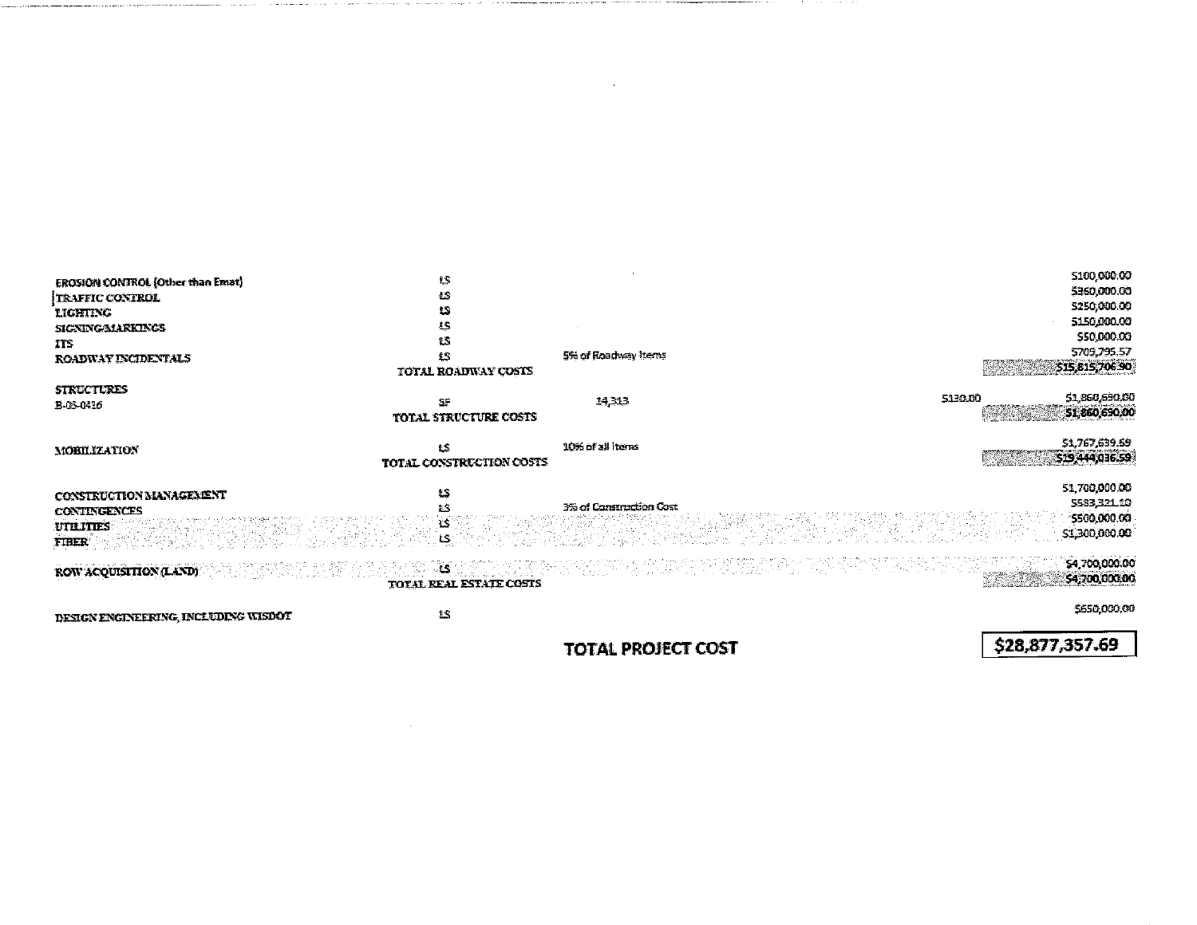| | | | | |
|---|---|---|---|---|
| EROSION CONTROL (Other than Emat) | LS | | | $100,000.00 |
| TRAFFIC CONTROL | LS | | | $360,000.00 |
| LIGHTING | LS | | | $250,000.00 |
| SIGNING/MARKINGS | LS | | | $150,000.00 |
| ITS | LS | | | $50,000.00 |
| ROADWAY INCIDENTALS | LS | 5% of Roadway Items | | $709,795.57 |
| | TOTAL ROADWAY COSTS | | | $15,815,706.90 |
| STRUCTURES | | | | |
| B-05-0416 | SF | 14,313 | $130.00 | $1,860,690.00 |
| | TOTAL STRUCTURE COSTS | | | $1,860,690.00 |
| MOBILIZATION | LS | 10% of all Items | | $1,767,639.69 |
| | TOTAL CONSTRUCTION COSTS | | | $19,444,036.59 |
| CONSTRUCTION MANAGEMENT | LS | | | $1,700,000.00 |
| CONTINGENCIES | LS | 3% of Construction Cost | | $583,321.10 |
| UTILITIES | LS | | | $500,000.00 |
| FIBER | LS | | | $1,300,000.00 |
| ROW ACQUISITION (LAND) | LS | | | $4,700,000.00 |
| | TOTAL REAL ESTATE COSTS | | | $4,700,000.00 |
| DESIGN ENGINEERING, INCLUDING WISDOT | LS | | | $650,000.00 |

**TOTAL PROJECT COST** **$28,877,357.69**